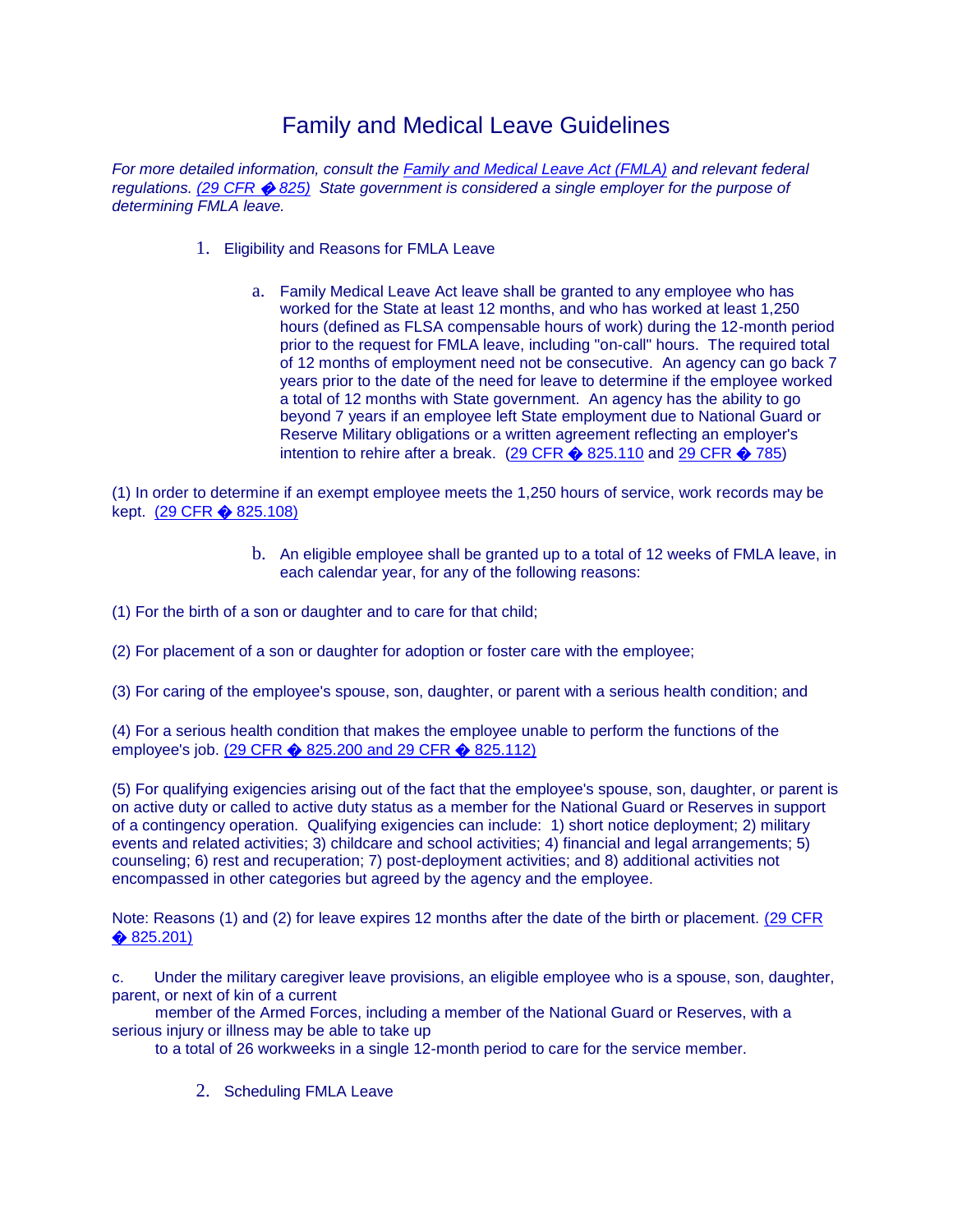# Family and Medical Leave Guidelines

*For more detailed information, consult the Family and Medical Leave Act (FMLA) and relevant federal regulations. (29 CFR � 825) State government is considered a single employer for the purpose of determining FMLA leave.*

1. Eligibility and Reasons for FMLA Leave

   a. Family Medical Leave Act leave shall be granted to any employee who has worked for the State at least 12 months, and who has worked at least 1,250 hours (defined as FLSA compensable hours of work) during the 12-month period prior to the request for FMLA leave, including "on-call" hours. The required total of 12 months of employment need not be consecutive. An agency can go back 7 years prior to the date of the need for leave to determine if the employee worked a total of 12 months with State government. An agency has the ability to go beyond 7 years if an employee left State employment due to National Guard or Reserve Military obligations or a written agreement reflecting an employer's intention to rehire after a break. (29 CFR � 825.110 and 29 CFR � 785)

(1) In order to determine if an exempt employee meets the 1,250 hours of service, work records may be kept. (29 CFR � 825.108)

   b. An eligible employee shall be granted up to a total of 12 weeks of FMLA leave, in each calendar year, for any of the following reasons:

(1) For the birth of a son or daughter and to care for that child;

(2) For placement of a son or daughter for adoption or foster care with the employee;

(3) For caring of the employee's spouse, son, daughter, or parent with a serious health condition; and

(4) For a serious health condition that makes the employee unable to perform the functions of the employee's job. (29 CFR � 825.200 and 29 CFR � 825.112)

(5) For qualifying exigencies arising out of the fact that the employee's spouse, son, daughter, or parent is on active duty or called to active duty status as a member for the National Guard or Reserves in support of a contingency operation. Qualifying exigencies can include: 1) short notice deployment; 2) military events and related activities; 3) childcare and school activities; 4) financial and legal arrangements; 5) counseling; 6) rest and recuperation; 7) post-deployment activities; and 8) additional activities not encompassed in other categories but agreed by the agency and the employee.

Note: Reasons (1) and (2) for leave expires 12 months after the date of the birth or placement. (29 CFR � 825.201)

c. Under the military caregiver leave provisions, an eligible employee who is a spouse, son, daughter, parent, or next of kin of a current member of the Armed Forces, including a member of the National Guard or Reserves, with a serious injury or illness may be able to take up to a total of 26 workweeks in a single 12-month period to care for the service member.

2. Scheduling FMLA Leave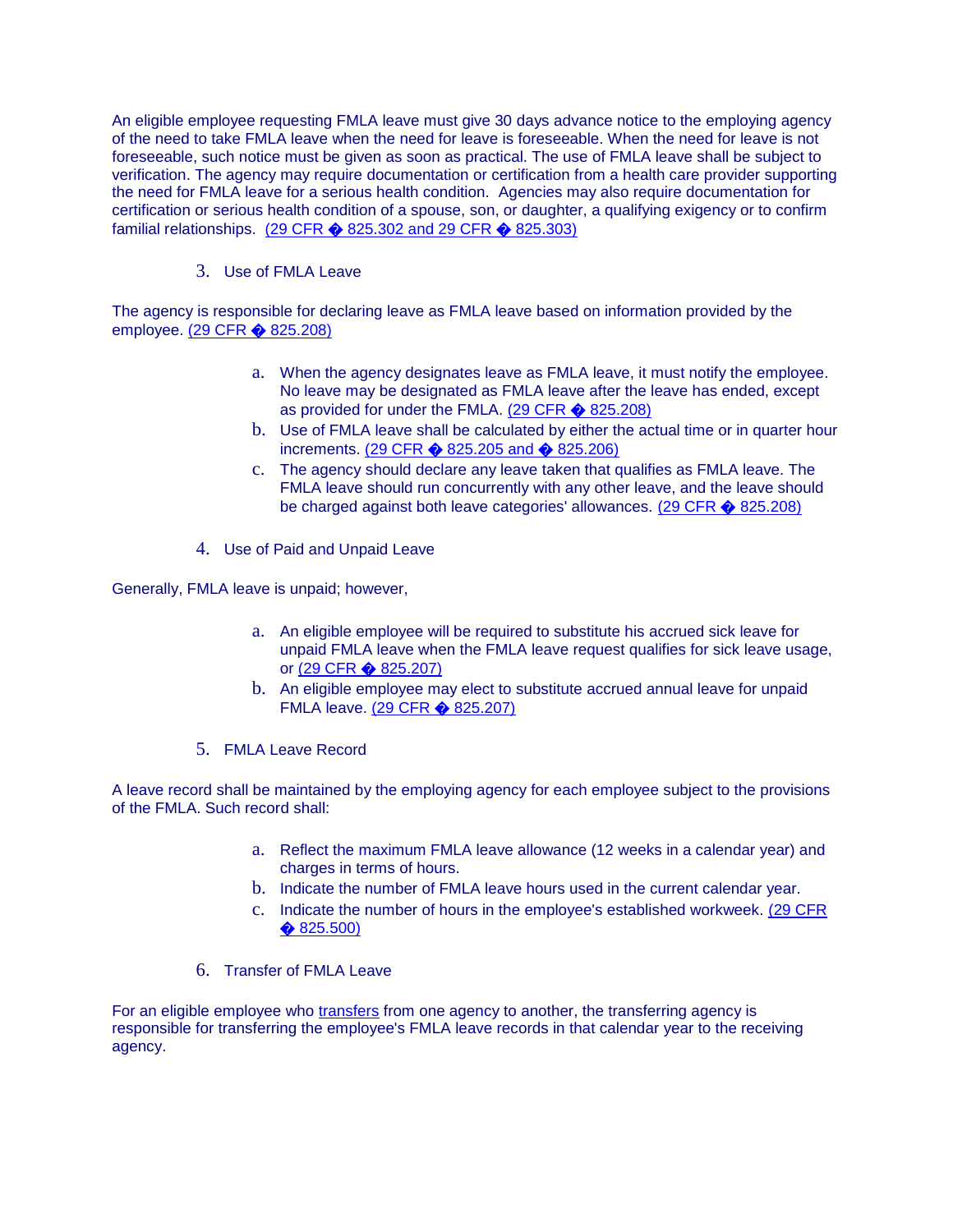An eligible employee requesting FMLA leave must give 30 days advance notice to the employing agency of the need to take FMLA leave when the need for leave is foreseeable. When the need for leave is not foreseeable, such notice must be given as soon as practical. The use of FMLA leave shall be subject to verification. The agency may require documentation or certification from a health care provider supporting the need for FMLA leave for a serious health condition. Agencies may also require documentation for certification or serious health condition of a spouse, son, or daughter, a qualifying exigency or to confirm familial relationships. (29 CFR � 825.302 and 29 CFR � 825.303)

3. Use of FMLA Leave

The agency is responsible for declaring leave as FMLA leave based on information provided by the employee. (29 CFR � 825.208)

a. When the agency designates leave as FMLA leave, it must notify the employee. No leave may be designated as FMLA leave after the leave has ended, except as provided for under the FMLA. (29 CFR � 825.208)
b. Use of FMLA leave shall be calculated by either the actual time or in quarter hour increments. (29 CFR � 825.205 and � 825.206)
c. The agency should declare any leave taken that qualifies as FMLA leave. The FMLA leave should run concurrently with any other leave, and the leave should be charged against both leave categories' allowances. (29 CFR � 825.208)

4. Use of Paid and Unpaid Leave

Generally, FMLA leave is unpaid; however,

a. An eligible employee will be required to substitute his accrued sick leave for unpaid FMLA leave when the FMLA leave request qualifies for sick leave usage, or (29 CFR � 825.207)
b. An eligible employee may elect to substitute accrued annual leave for unpaid FMLA leave. (29 CFR � 825.207)

5. FMLA Leave Record

A leave record shall be maintained by the employing agency for each employee subject to the provisions of the FMLA. Such record shall:

a. Reflect the maximum FMLA leave allowance (12 weeks in a calendar year) and charges in terms of hours.
b. Indicate the number of FMLA leave hours used in the current calendar year.
c. Indicate the number of hours in the employee's established workweek. (29 CFR � 825.500)

6. Transfer of FMLA Leave

For an eligible employee who transfers from one agency to another, the transferring agency is responsible for transferring the employee's FMLA leave records in that calendar year to the receiving agency.